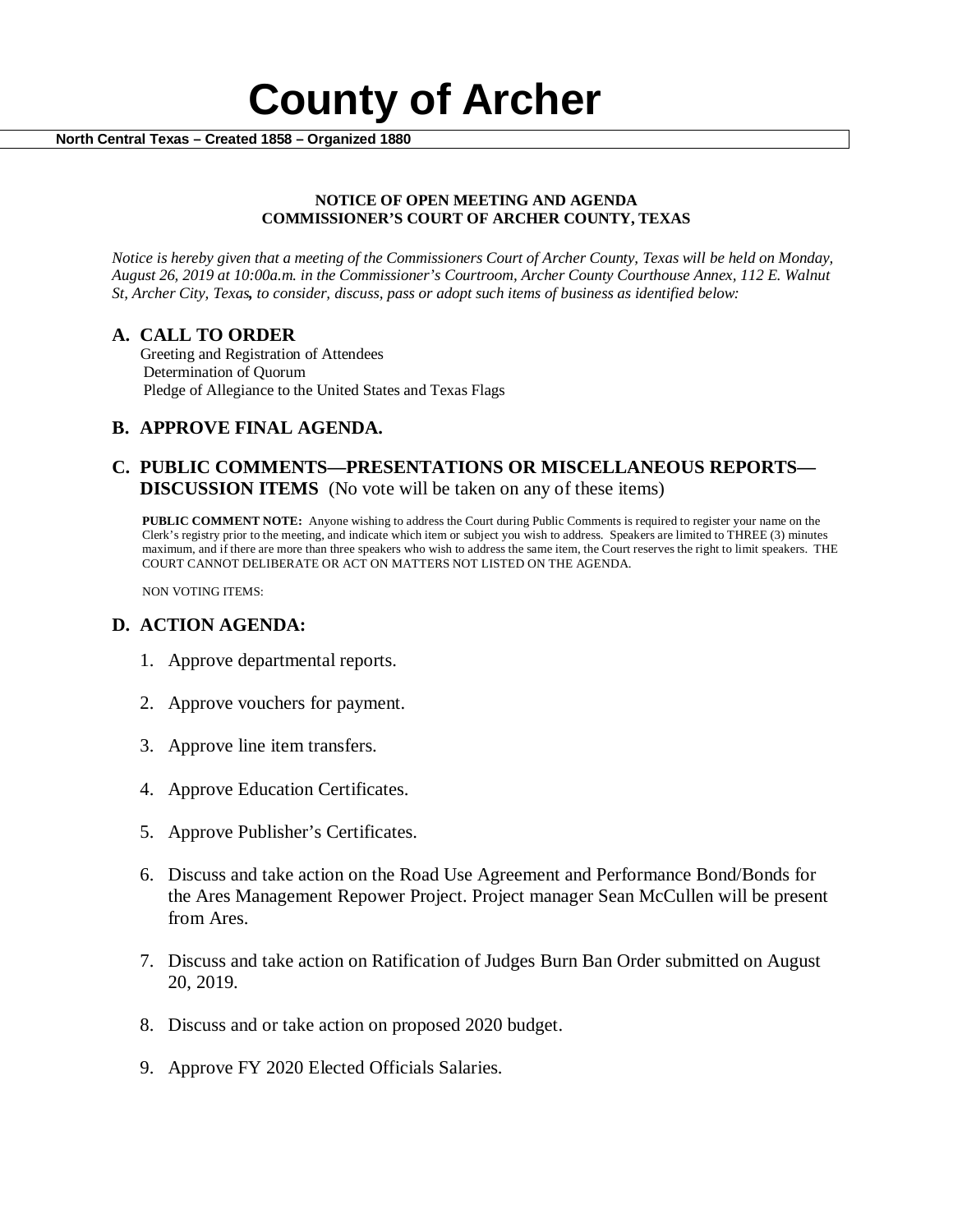# County of Archer

**North Central Texas – Created 1858 – Organized 1880**

**NOTICE OF OPEN MEETING AND AGENDA**
**COMMISSIONER'S COURT OF ARCHER COUNTY, TEXAS**

*Notice is hereby given that a meeting of the Commissioners Court of Archer County, Texas will be held on Monday, August 26, 2019 at 10:00a.m. in the Commissioner's Courtroom, Archer County Courthouse Annex, 112 E. Walnut St, Archer City, Texas, to consider, discuss, pass or adopt such items of business as identified below:*

## A. CALL TO ORDER

Greeting and Registration of Attendees
Determination of Quorum
Pledge of Allegiance to the United States and Texas Flags

## B. APPROVE FINAL AGENDA.

## C. PUBLIC COMMENTS—PRESENTATIONS OR MISCELLANEOUS REPORTS—DISCUSSION ITEMS (No vote will be taken on any of these items)

**PUBLIC COMMENT NOTE:** Anyone wishing to address the Court during Public Comments is required to register your name on the Clerk's registry prior to the meeting, and indicate which item or subject you wish to address. Speakers are limited to THREE (3) minutes maximum, and if there are more than three speakers who wish to address the same item, the Court reserves the right to limit speakers. THE COURT CANNOT DELIBERATE OR ACT ON MATTERS NOT LISTED ON THE AGENDA.

NON VOTING ITEMS:

## D. ACTION AGENDA:

1. Approve departmental reports.
2. Approve vouchers for payment.
3. Approve line item transfers.
4. Approve Education Certificates.
5. Approve Publisher's Certificates.
6. Discuss and take action on the Road Use Agreement and Performance Bond/Bonds for the Ares Management Repower Project. Project manager Sean McCullen will be present from Ares.
7. Discuss and take action on Ratification of Judges Burn Ban Order submitted on August 20, 2019.
8. Discuss and or take action on proposed 2020 budget.
9. Approve FY 2020 Elected Officials Salaries.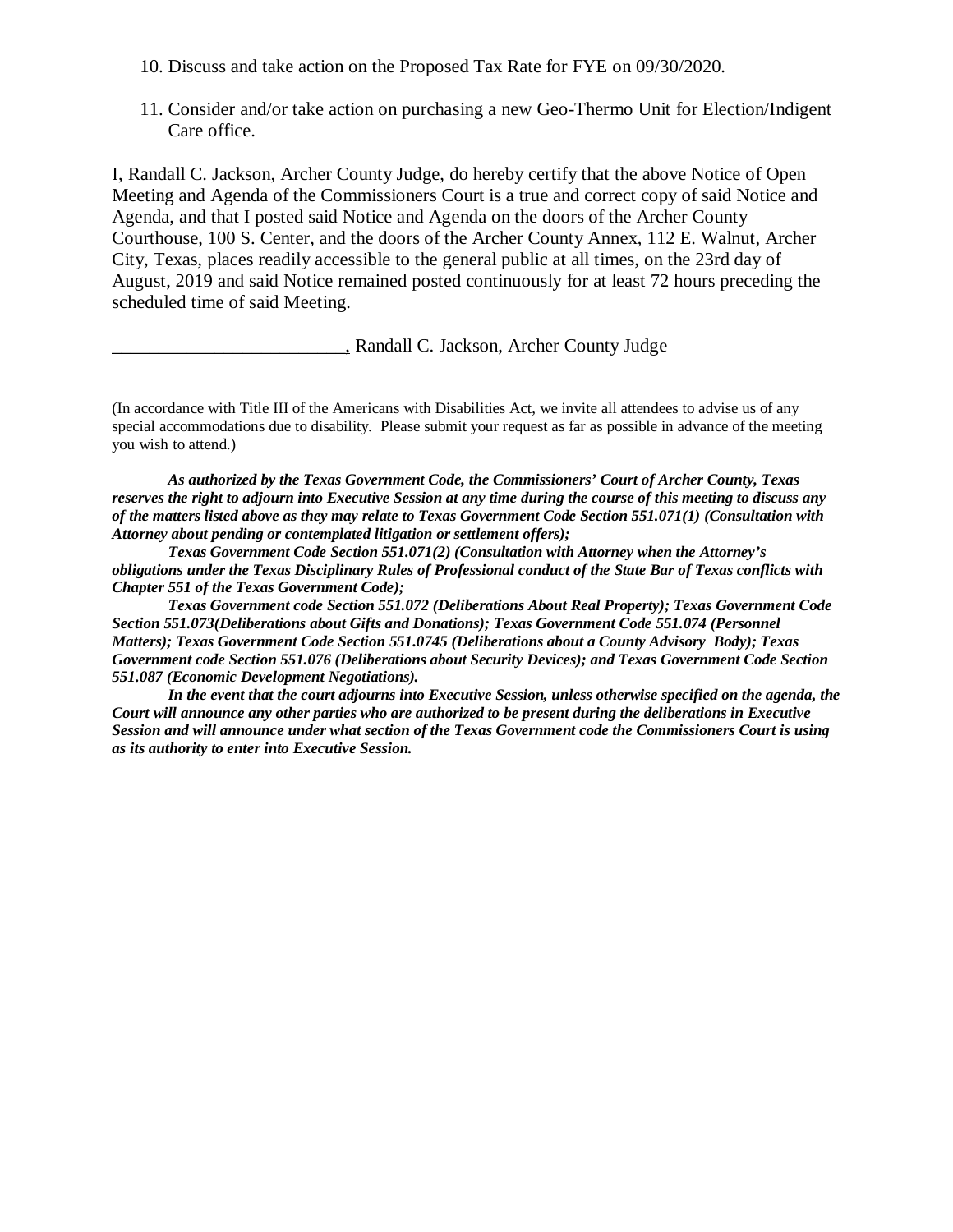10. Discuss and take action on the Proposed Tax Rate for FYE on 09/30/2020.

11. Consider and/or take action on purchasing a new Geo-Thermo Unit for Election/Indigent Care office.

I, Randall C. Jackson, Archer County Judge, do hereby certify that the above Notice of Open Meeting and Agenda of the Commissioners Court is a true and correct copy of said Notice and Agenda, and that I posted said Notice and Agenda on the doors of the Archer County Courthouse, 100 S. Center, and the doors of the Archer County Annex, 112 E. Walnut, Archer City, Texas, places readily accessible to the general public at all times, on the 23rd day of August, 2019 and said Notice remained posted continuously for at least 72 hours preceding the scheduled time of said Meeting.

_________________________, Randall C. Jackson, Archer County Judge

(In accordance with Title III of the Americans with Disabilities Act, we invite all attendees to advise us of any special accommodations due to disability. Please submit your request as far as possible in advance of the meeting you wish to attend.)

***As authorized by the Texas Government Code, the Commissioners' Court of Archer County, Texas reserves the right to adjourn into Executive Session at any time during the course of this meeting to discuss any of the matters listed above as they may relate to Texas Government Code Section 551.071(1) (Consultation with Attorney about pending or contemplated litigation or settlement offers);***

***Texas Government Code Section 551.071(2) (Consultation with Attorney when the Attorney's obligations under the Texas Disciplinary Rules of Professional conduct of the State Bar of Texas conflicts with Chapter 551 of the Texas Government Code);***

***Texas Government code Section 551.072 (Deliberations About Real Property); Texas Government Code Section 551.073(Deliberations about Gifts and Donations); Texas Government Code 551.074 (Personnel Matters); Texas Government Code Section 551.0745 (Deliberations about a County Advisory Body); Texas Government code Section 551.076 (Deliberations about Security Devices); and Texas Government Code Section 551.087 (Economic Development Negotiations).***

***In the event that the court adjourns into Executive Session, unless otherwise specified on the agenda, the Court will announce any other parties who are authorized to be present during the deliberations in Executive Session and will announce under what section of the Texas Government code the Commissioners Court is using as its authority to enter into Executive Session.***